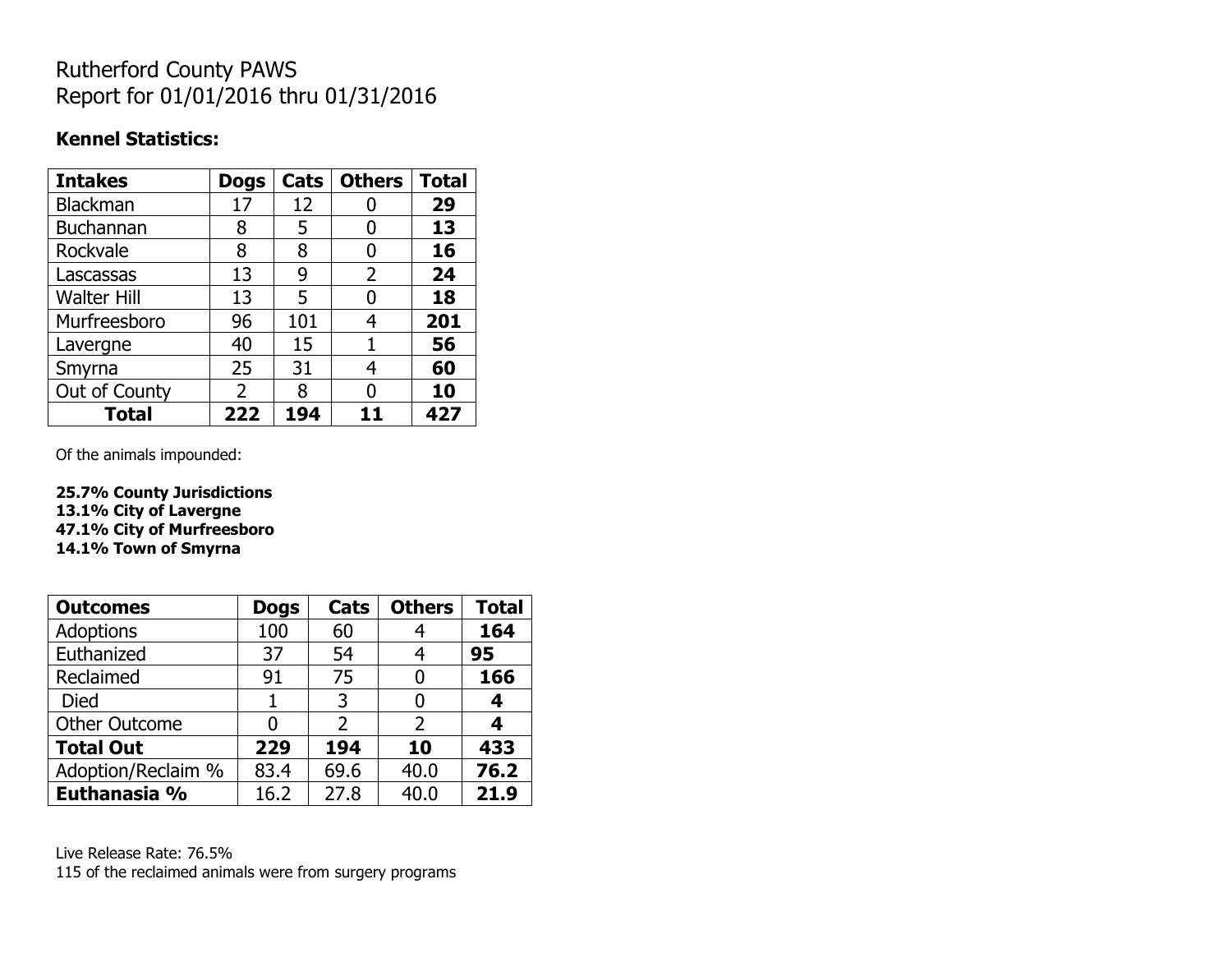Rutherford County PAWS
Report for 01/01/2016 thru 01/31/2016

**Kennel Statistics:**

| Intakes | Dogs | Cats | Others | Total |
|---|---|---|---|---|
| Blackman | 17 | 12 | 0 | **29** |
| Buchannan | 8 | 5 | 0 | **13** |
| Rockvale | 8 | 8 | 0 | **16** |
| Lascassas | 13 | 9 | 2 | **24** |
| Walter Hill | 13 | 5 | 0 | **18** |
| Murfreesboro | 96 | 101 | 4 | **201** |
| Lavergne | 40 | 15 | 1 | **56** |
| Smyrna | 25 | 31 | 4 | **60** |
| Out of County | 2 | 8 | 0 | **10** |
| **Total** | **222** | **194** | **11** | **427** |

Of the animals impounded:

**25.7% County Jurisdictions**
**13.1% City of Lavergne**
**47.1% City of Murfreesboro**
**14.1% Town of Smyrna**

| Outcomes | Dogs | Cats | Others | Total |
|---|---|---|---|---|
| Adoptions | 100 | 60 | 4 | **164** |
| Euthanized | 37 | 54 | 4 | **95** |
| Reclaimed | 91 | 75 | 0 | **166** |
| Died | 1 | 3 | 0 | **4** |
| Other Outcome | 0 | 2 | 2 | **4** |
| **Total Out** | **229** | **194** | **10** | **433** |
| Adoption/Reclaim % | 83.4 | 69.6 | 40.0 | **76.2** |
| **Euthanasia %** | 16.2 | 27.8 | 40.0 | **21.9** |

Live Release Rate: 76.5%
115 of the reclaimed animals were from surgery programs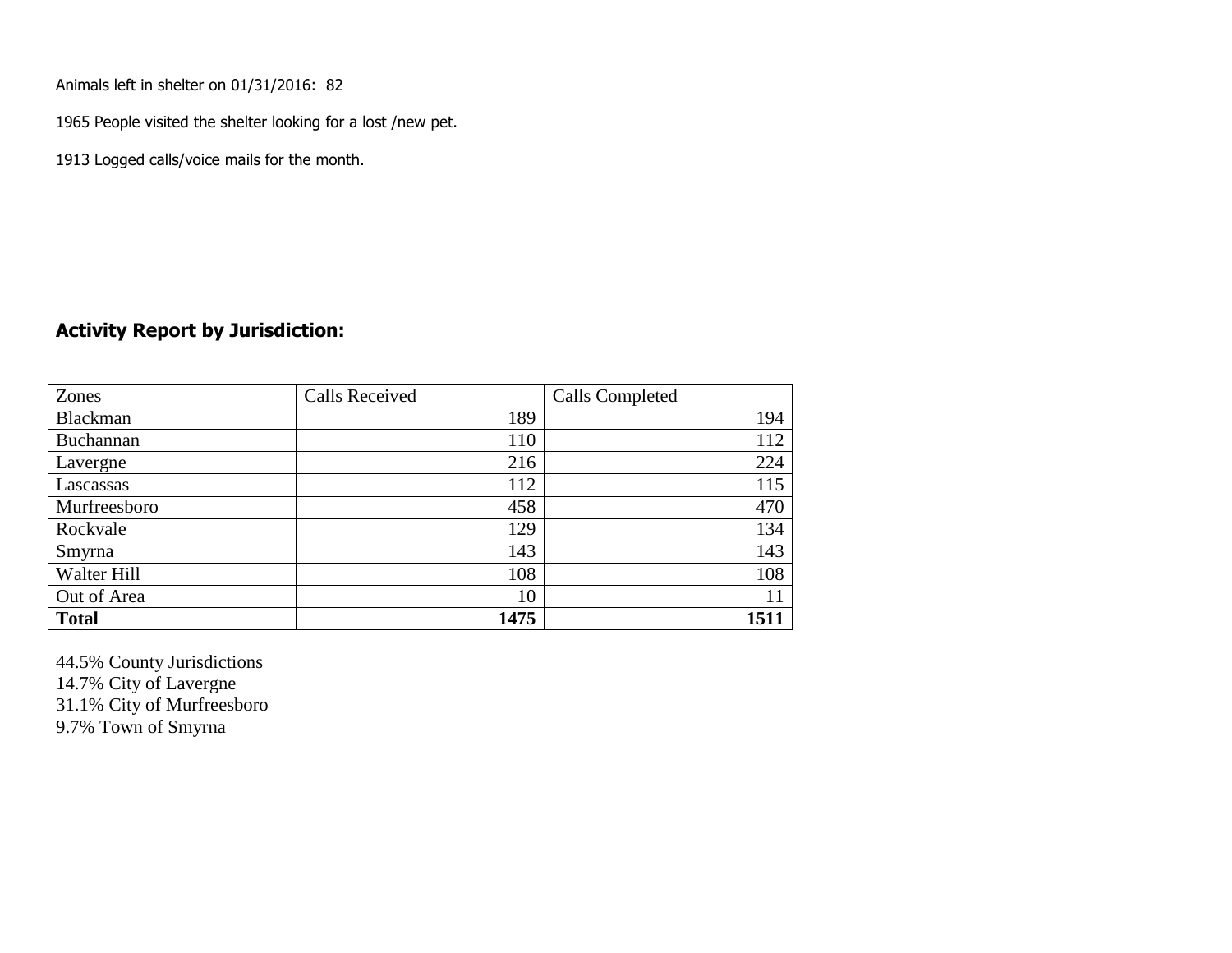Animals left in shelter on 01/31/2016: 82

1965 People visited the shelter looking for a lost /new pet.

1913 Logged calls/voice mails for the month.

## Activity Report by Jurisdiction:

| Zones | Calls Received | Calls Completed |
|---|---|---|
| Blackman | 189 | 194 |
| Buchannan | 110 | 112 |
| Lavergne | 216 | 224 |
| Lascassas | 112 | 115 |
| Murfreesboro | 458 | 470 |
| Rockvale | 129 | 134 |
| Smyrna | 143 | 143 |
| Walter Hill | 108 | 108 |
| Out of Area | 10 | 11 |
| **Total** | **1475** | **1511** |

44.5% County Jurisdictions
14.7% City of Lavergne
31.1% City of Murfreesboro
9.7% Town of Smyrna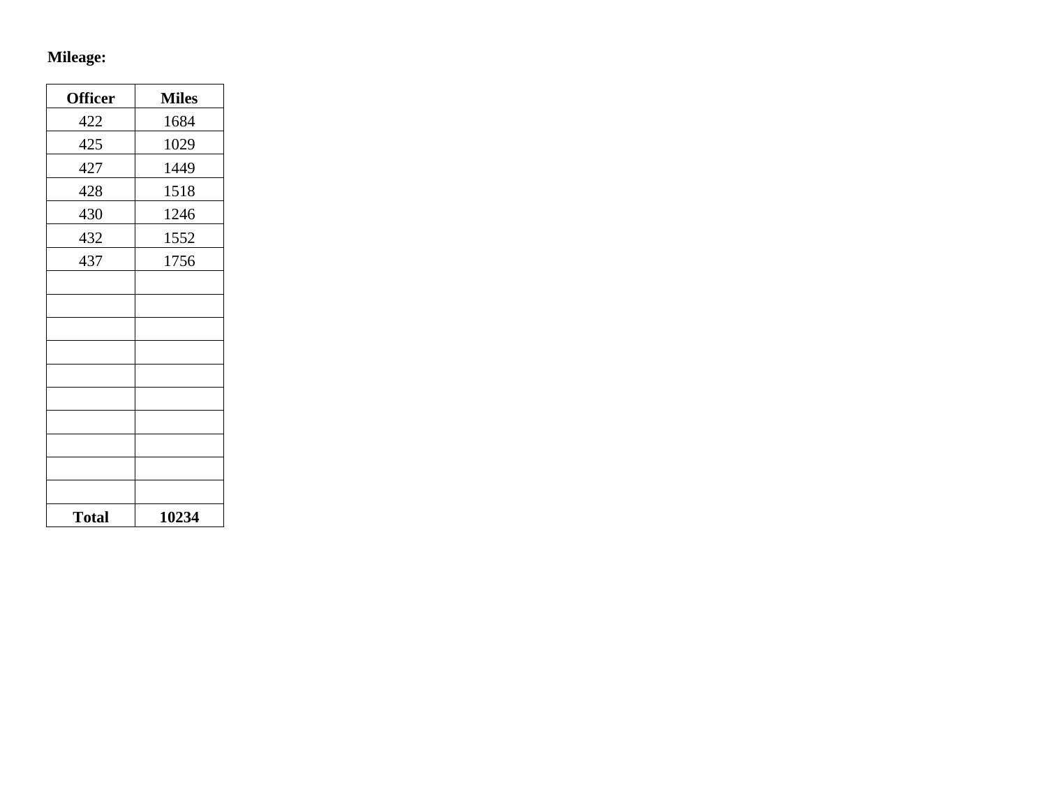**Mileage:**

| **Officer** | **Miles** |
| --- | --- |
| 422 | 1684 |
| 425 | 1029 |
| 427 | 1449 |
| 428 | 1518 |
| 430 | 1246 |
| 432 | 1552 |
| 437 | 1756 |
| | |
| | |
| | |
| | |
| | |
| | |
| | |
| | |
| | |
| | |
| **Total** | **10234** |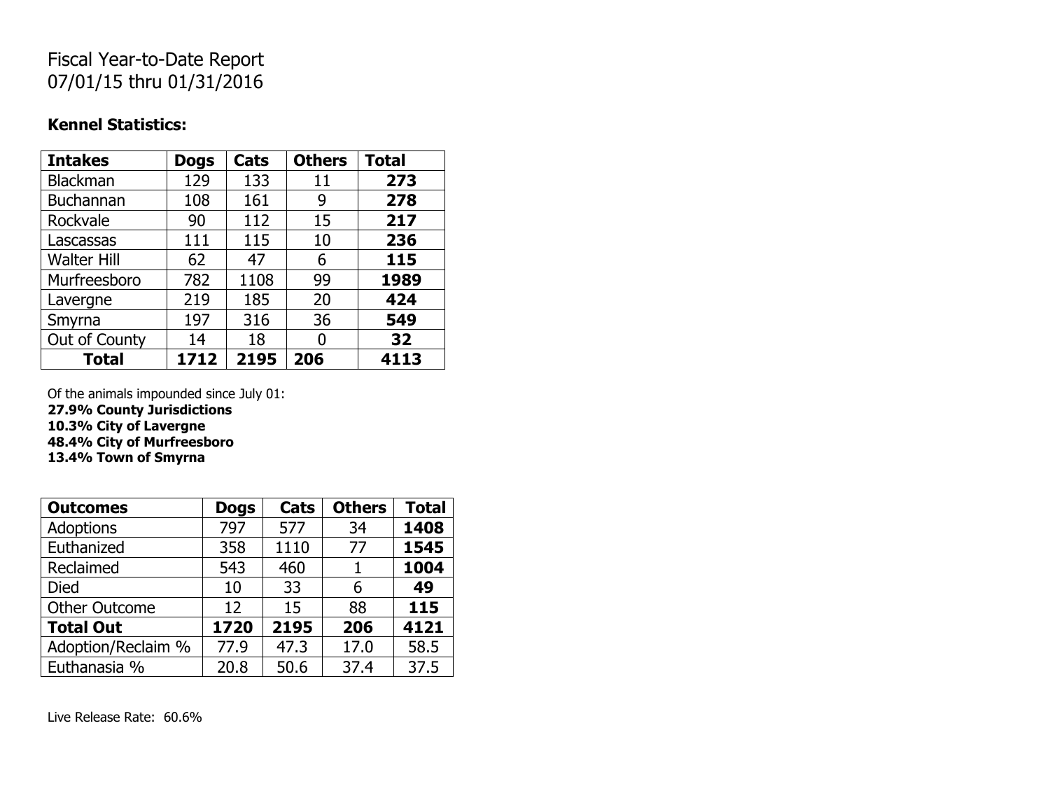Fiscal Year-to-Date Report
07/01/15 thru 01/31/2016

**Kennel Statistics:**

| Intakes | Dogs | Cats | Others | Total |
|---|---|---|---|---|
| Blackman | 129 | 133 | 11 | **273** |
| Buchannan | 108 | 161 | 9 | **278** |
| Rockvale | 90 | 112 | 15 | **217** |
| Lascassas | 111 | 115 | 10 | **236** |
| Walter Hill | 62 | 47 | 6 | **115** |
| Murfreesboro | 782 | 1108 | 99 | **1989** |
| Lavergne | 219 | 185 | 20 | **424** |
| Smyrna | 197 | 316 | 36 | **549** |
| Out of County | 14 | 18 | 0 | **32** |
| **Total** | **1712** | **2195** | **206** | **4113** |

Of the animals impounded since July 01:
**27.9% County Jurisdictions**
**10.3% City of Lavergne**
**48.4% City of Murfreesboro**
**13.4% Town of Smyrna**

| Outcomes | Dogs | Cats | Others | Total |
|---|---|---|---|---|
| Adoptions | 797 | 577 | 34 | **1408** |
| Euthanized | 358 | 1110 | 77 | **1545** |
| Reclaimed | 543 | 460 | 1 | **1004** |
| Died | 10 | 33 | 6 | **49** |
| Other Outcome | 12 | 15 | 88 | **115** |
| **Total Out** | **1720** | **2195** | **206** | **4121** |
| Adoption/Reclaim % | 77.9 | 47.3 | 17.0 | 58.5 |
| Euthanasia % | 20.8 | 50.6 | 37.4 | 37.5 |

Live Release Rate: 60.6%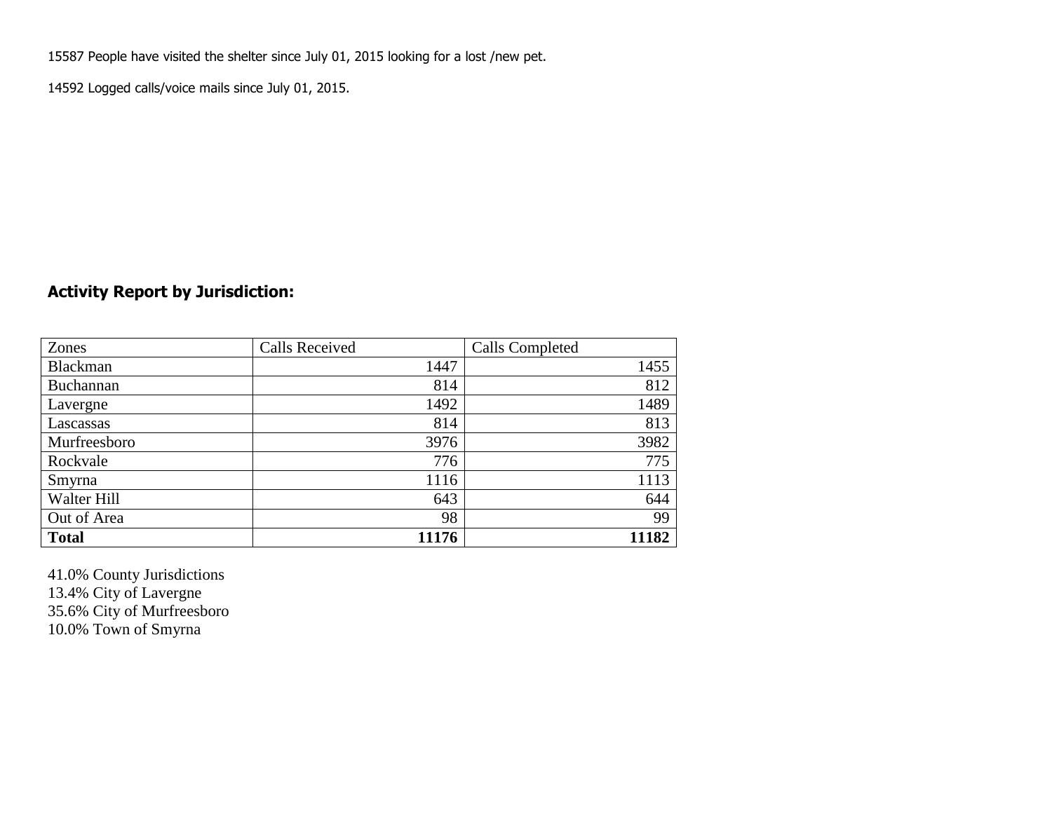15587 People have visited the shelter since July 01, 2015 looking for a lost /new pet.

14592 Logged calls/voice mails since July 01, 2015.

## Activity Report by Jurisdiction:

| Zones | Calls Received | Calls Completed |
|---|---|---|
| Blackman | 1447 | 1455 |
| Buchannan | 814 | 812 |
| Lavergne | 1492 | 1489 |
| Lascassas | 814 | 813 |
| Murfreesboro | 3976 | 3982 |
| Rockvale | 776 | 775 |
| Smyrna | 1116 | 1113 |
| Walter Hill | 643 | 644 |
| Out of Area | 98 | 99 |
| **Total** | **11176** | **11182** |

41.0% County Jurisdictions
13.4% City of Lavergne
35.6% City of Murfreesboro
10.0% Town of Smyrna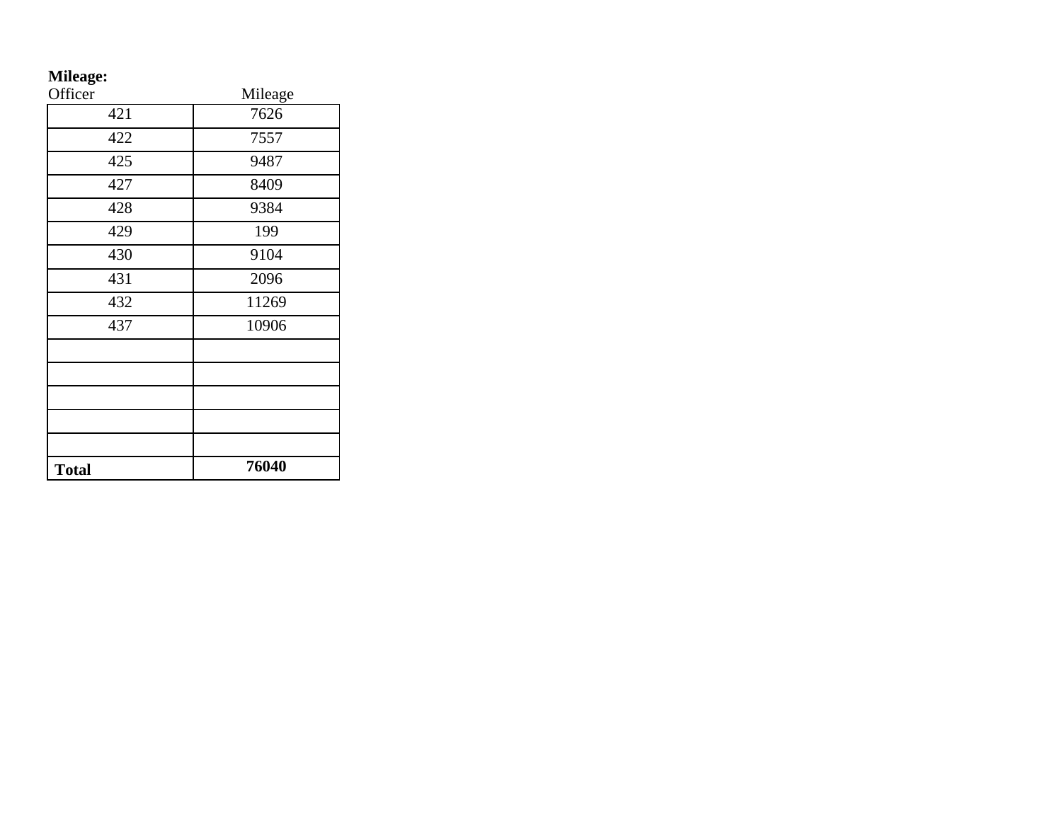**Mileage:**

| Officer | Mileage |
|---|---|
| 421 | 7626 |
| 422 | 7557 |
| 425 | 9487 |
| 427 | 8409 |
| 428 | 9384 |
| 429 | 199 |
| 430 | 9104 |
| 431 | 2096 |
| 432 | 11269 |
| 437 | 10906 |
| | |
| | |
| | |
| | |
| | |
| **Total** | **76040** |